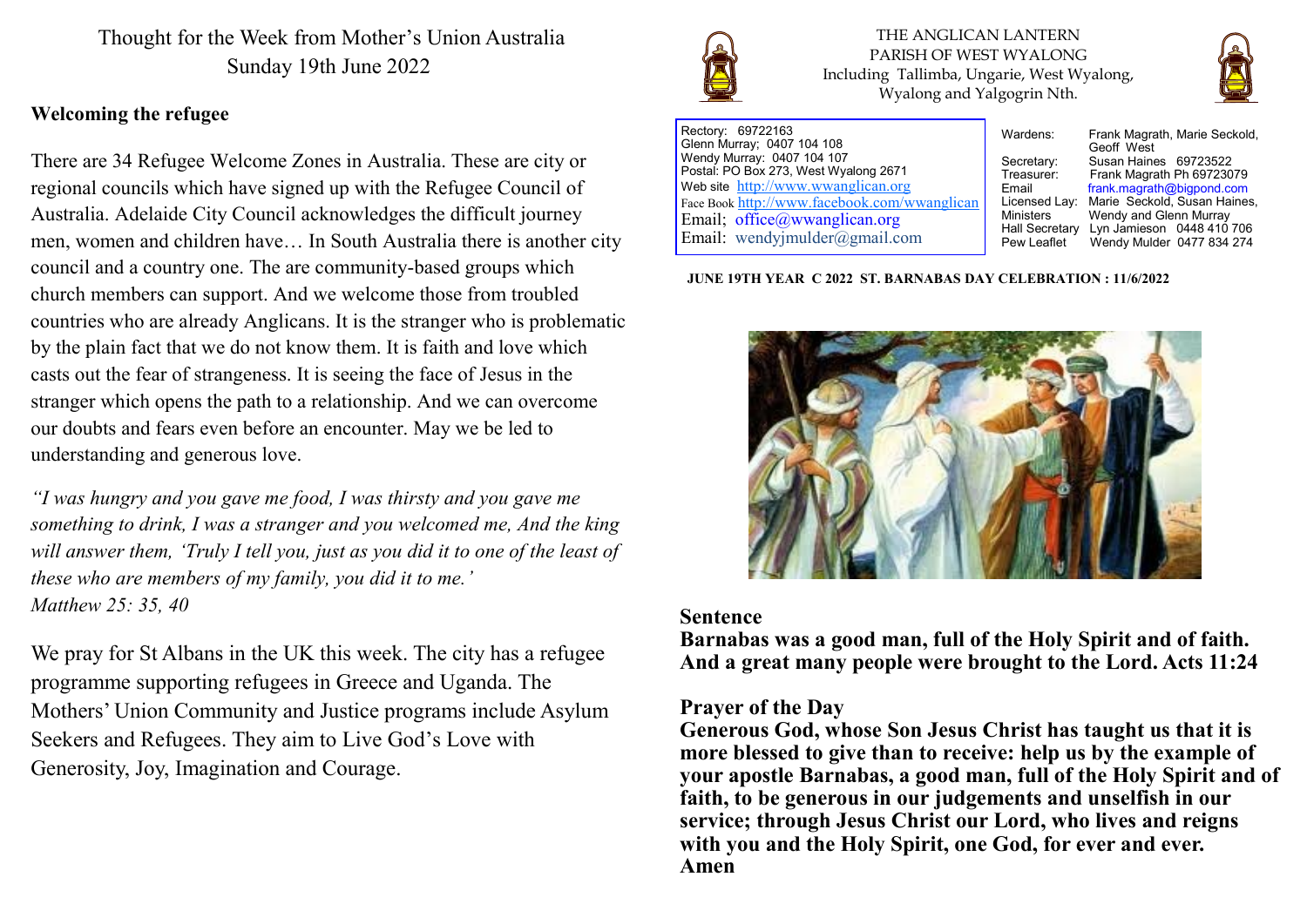# Thought for the Week from Mother's Union Australia
## Sunday 19th June 2022

**Welcoming the refugee**

There are 34 Refugee Welcome Zones in Australia. These are city or regional councils which have signed up with the Refugee Council of Australia. Adelaide City Council acknowledges the difficult journey men, women and children have… In South Australia there is another city council and a country one. The are community-based groups which church members can support. And we welcome those from troubled countries who are already Anglicans. It is the stranger who is problematic by the plain fact that we do not know them. It is faith and love which casts out the fear of strangeness. It is seeing the face of Jesus in the stranger which opens the path to a relationship. And we can overcome our doubts and fears even before an encounter. May we be led to understanding and generous love.

*"I was hungry and you gave me food, I was thirsty and you gave me something to drink, I was a stranger and you welcomed me, And the king will answer them, 'Truly I tell you, just as you did it to one of the least of these who are members of my family, you did it to me.'*
*Matthew 25: 35, 40*

We pray for St Albans in the UK this week. The city has a refugee programme supporting refugees in Greece and Uganda. The Mothers' Union Community and Justice programs include Asylum Seekers and Refugees. They aim to Live God's Love with Generosity, Joy, Imagination and Courage.

# THE ANGLICAN LANTERN
## PARISH OF WEST WYALONG
Including Tallimba, Ungarie, West Wyalong, Wyalong and Yalgogrin Nth.

Rectory: 69722163
Glenn Murray; 0407 104 108
Wendy Murray: 0407 104 107
Postal: PO Box 273, West Wyalong 2671
Web site http://www.wwanglican.org
Face Book http://www.facebook.com/wwanglican
Email; office@wwanglican.org
Email: wendyjmulder@gmail.com

| | |
|---|---|
| Wardens: | Frank Magrath, Marie Seckold, Geoff West |
| Secretary: | Susan Haines 69723522 |
| Treasurer: | Frank Magrath Ph 69723079 |
| Email | frank.magrath@bigpond.com |
| Licensed Lay: | Marie Seckold, Susan Haines, |
| Ministers | Wendy and Glenn Murray |
| Hall Secretary | Lyn Jamieson 0448 410 706 |
| Pew Leaflet | Wendy Mulder 0477 834 274 |

**JUNE 19TH YEAR C 2022 ST. BARNABAS DAY CELEBRATION : 11/6/2022**

## Sentence

**Barnabas was a good man, full of the Holy Spirit and of faith. And a great many people were brought to the Lord. Acts 11:24**

## Prayer of the Day

**Generous God, whose Son Jesus Christ has taught us that it is more blessed to give than to receive: help us by the example of your apostle Barnabas, a good man, full of the Holy Spirit and of faith, to be generous in our judgements and unselfish in our service; through Jesus Christ our Lord, who lives and reigns with you and the Holy Spirit, one God, for ever and ever. Amen**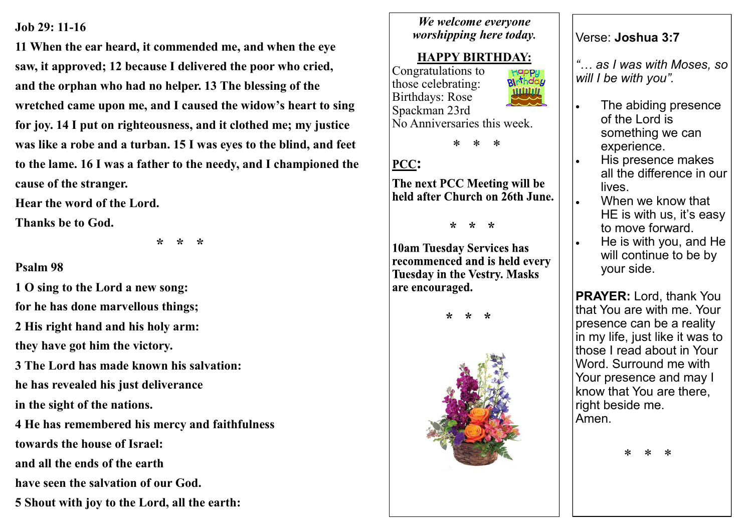**Job 29: 11-16**

**11 When the ear heard, it commended me, and when the eye saw, it approved; 12 because I delivered the poor who cried, and the orphan who had no helper. 13 The blessing of the wretched came upon me, and I caused the widow's heart to sing for joy. 14 I put on righteousness, and it clothed me; my justice was like a robe and a turban. 15 I was eyes to the blind, and feet to the lame. 16 I was a father to the needy, and I championed the cause of the stranger.**

**Hear the word of the Lord.**

**Thanks be to God.**

\* \* \*

**Psalm 98**

**1 O sing to the Lord a new song:**
**for he has done marvellous things;**
**2 His right hand and his holy arm:**
**they have got him the victory.**
**3 The Lord has made known his salvation:**
**he has revealed his just deliverance**
**in the sight of the nations.**
**4 He has remembered his mercy and faithfulness**
**towards the house of Israel:**
**and all the ends of the earth**
**have seen the salvation of our God.**
**5 Shout with joy to the Lord, all the earth:**

*We welcome everyone worshipping here today.*

## HAPPY BIRTHDAY:

Congratulations to those celebrating:
Birthdays: Rose Spackman 23rd
No Anniversaries this week.

\* \* \*

## PCC:

**The next PCC Meeting will be held after Church on 26th June.**

\* \* \*

**10am Tuesday Services has recommenced and is held every Tuesday in the Vestry. Masks are encouraged.**

\* \* \*

Verse: **Joshua 3:7**

*"… as I was with Moses, so will I be with you".*

- The abiding presence of the Lord is something we can experience.
- His presence makes all the difference in our lives.
- When we know that HE is with us, it's easy to move forward.
- He is with you, and He will continue to be by your side.

**PRAYER:** Lord, thank You that You are with me. Your presence can be a reality in my life, just like it was to those I read about in Your Word. Surround me with Your presence and may I know that You are there, right beside me.
Amen.

\* \* \*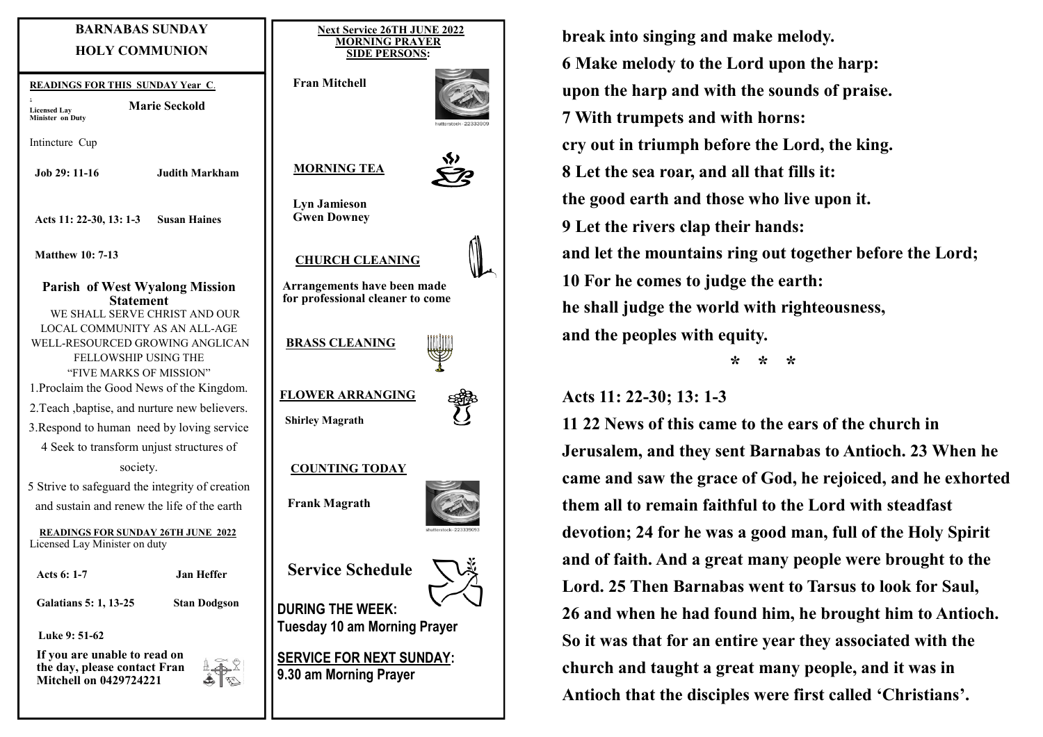## BARNABAS SUNDAY
## HOLY COMMUNION

**READINGS FOR THIS SUNDAY Year C**.

**Licensed Lay Minister on Duty** — **Marie Seckold**

Intincture Cup

**Job 29: 11-16** — **Judith Markham**

**Acts 11: 22-30, 13: 1-3** — **Susan Haines**

**Matthew 10: 7-13**

### Parish of West Wyalong Mission Statement

WE SHALL SERVE CHRIST AND OUR LOCAL COMMUNITY AS AN ALL-AGE WELL-RESOURCED GROWING ANGLICAN FELLOWSHIP USING THE "FIVE MARKS OF MISSION"

1. Proclaim the Good News of the Kingdom.
2. Teach ,baptise, and nurture new believers.
3. Respond to human need by loving service
4. Seek to transform unjust structures of society.
5. Strive to safeguard the integrity of creation and sustain and renew the life of the earth

**READINGS FOR SUNDAY 26TH JUNE 2022**

Licensed Lay Minister on duty

**Acts 6: 1-7** — **Jan Heffer**

**Galatians 5: 1, 13-25** — **Stan Dodgson**

**Luke 9: 51-62**

**If you are unable to read on the day, please contact Fran Mitchell on 0429724221**

**Next Service 26TH JUNE 2022**
**MORNING PRAYER**
**SIDE PERSONS:**

**Fran Mitchell**

**MORNING TEA**

**Lyn Jamieson**
**Gwen Downey**

**CHURCH CLEANING**

**Arrangements have been made for professional cleaner to come**

**BRASS CLEANING**

**FLOWER ARRANGING**

**Shirley Magrath**

**COUNTING TODAY**

**Frank Magrath**

## Service Schedule

**DURING THE WEEK:**
**Tuesday 10 am Morning Prayer**

**SERVICE FOR NEXT SUNDAY:**
**9.30 am Morning Prayer**

**break into singing and make melody.**
**6 Make melody to the Lord upon the harp:**
**upon the harp and with the sounds of praise.**
**7 With trumpets and with horns:**
**cry out in triumph before the Lord, the king.**
**8 Let the sea roar, and all that fills it:**
**the good earth and those who live upon it.**
**9 Let the rivers clap their hands:**
**and let the mountains ring out together before the Lord;**
**10 For he comes to judge the earth:**
**he shall judge the world with righteousness,**
**and the peoples with equity.**

\* \* \*

### Acts 11: 22-30; 13: 1-3

**11 22 News of this came to the ears of the church in Jerusalem, and they sent Barnabas to Antioch. 23 When he came and saw the grace of God, he rejoiced, and he exhorted them all to remain faithful to the Lord with steadfast devotion; 24 for he was a good man, full of the Holy Spirit and of faith. And a great many people were brought to the Lord. 25 Then Barnabas went to Tarsus to look for Saul, 26 and when he had found him, he brought him to Antioch. So it was that for an entire year they associated with the church and taught a great many people, and it was in Antioch that the disciples were first called 'Christians'.**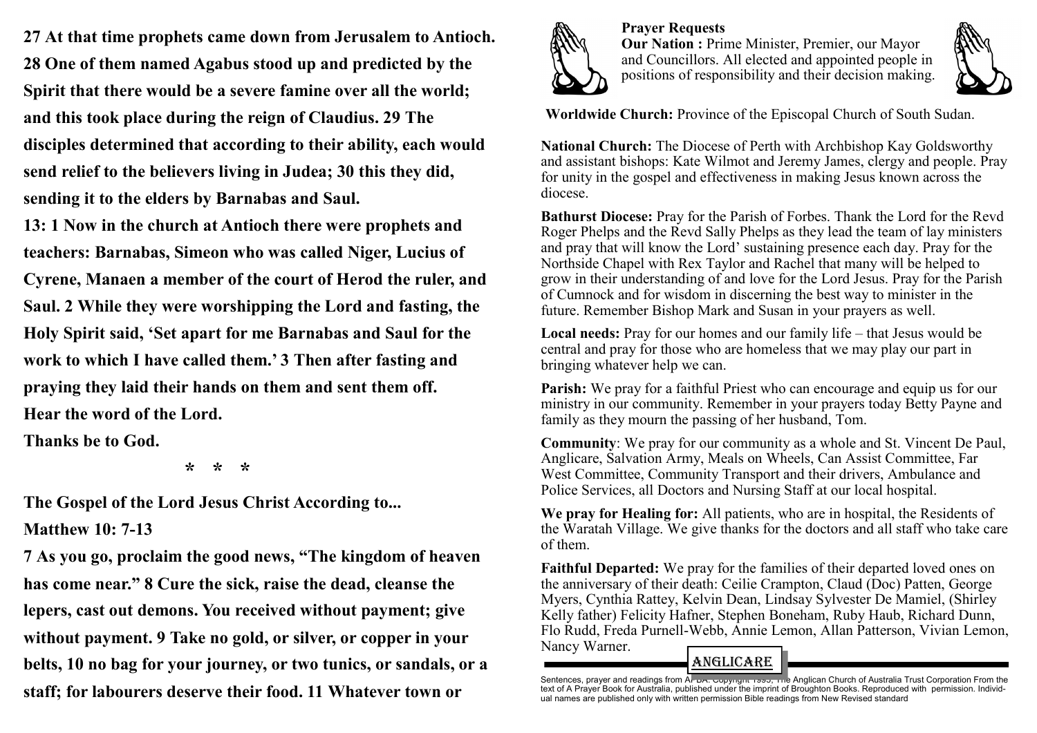**27 At that time prophets came down from Jerusalem to Antioch. 28 One of them named Agabus stood up and predicted by the Spirit that there would be a severe famine over all the world; and this took place during the reign of Claudius. 29 The disciples determined that according to their ability, each would send relief to the believers living in Judea; 30 this they did, sending it to the elders by Barnabas and Saul.**

**13: 1 Now in the church at Antioch there were prophets and teachers: Barnabas, Simeon who was called Niger, Lucius of Cyrene, Manaen a member of the court of Herod the ruler, and Saul. 2 While they were worshipping the Lord and fasting, the Holy Spirit said, 'Set apart for me Barnabas and Saul for the work to which I have called them.' 3 Then after fasting and praying they laid their hands on them and sent them off.**

**Hear the word of the Lord.**

**Thanks be to God.**

**\* \* \***

**The Gospel of the Lord Jesus Christ According to...**

**Matthew 10: 7-13**

**7 As you go, proclaim the good news, "The kingdom of heaven has come near." 8 Cure the sick, raise the dead, cleanse the lepers, cast out demons. You received without payment; give without payment. 9 Take no gold, or silver, or copper in your belts, 10 no bag for your journey, or two tunics, or sandals, or a staff; for labourers deserve their food. 11 Whatever town or**

**Prayer Requests**

**Our Nation :** Prime Minister, Premier, our Mayor and Councillors. All elected and appointed people in positions of responsibility and their decision making.

**Worldwide Church:** Province of the Episcopal Church of South Sudan.

**National Church:** The Diocese of Perth with Archbishop Kay Goldsworthy and assistant bishops: Kate Wilmot and Jeremy James, clergy and people. Pray for unity in the gospel and effectiveness in making Jesus known across the diocese.

**Bathurst Diocese:** Pray for the Parish of Forbes. Thank the Lord for the Revd Roger Phelps and the Revd Sally Phelps as they lead the team of lay ministers and pray that will know the Lord' sustaining presence each day. Pray for the Northside Chapel with Rex Taylor and Rachel that many will be helped to grow in their understanding of and love for the Lord Jesus. Pray for the Parish of Cumnock and for wisdom in discerning the best way to minister in the future. Remember Bishop Mark and Susan in your prayers as well.

**Local needs:** Pray for our homes and our family life – that Jesus would be central and pray for those who are homeless that we may play our part in bringing whatever help we can.

**Parish:** We pray for a faithful Priest who can encourage and equip us for our ministry in our community. Remember in your prayers today Betty Payne and family as they mourn the passing of her husband, Tom.

**Community**: We pray for our community as a whole and St. Vincent De Paul, Anglicare, Salvation Army, Meals on Wheels, Can Assist Committee, Far West Committee, Community Transport and their drivers, Ambulance and Police Services, all Doctors and Nursing Staff at our local hospital.

**We pray for Healing for:** All patients, who are in hospital, the Residents of the Waratah Village. We give thanks for the doctors and all staff who take care of them.

**Faithful Departed:** We pray for the families of their departed loved ones on the anniversary of their death: Ceilie Crampton, Claud (Doc) Patten, George Myers, Cynthia Rattey, Kelvin Dean, Lindsay Sylvester De Mamiel, (Shirley Kelly father) Felicity Hafner, Stephen Boneham, Ruby Haub, Richard Dunn, Flo Rudd, Freda Purnell-Webb, Annie Lemon, Allan Patterson, Vivian Lemon, Nancy Warner.

ANGLICARE

Sentences, prayer and readings from APBA. Copyright 1995, The Anglican Church of Australia Trust Corporation From the text of A Prayer Book for Australia, published under the imprint of Broughton Books. Reproduced with permission. Individual names are published only with written permission Bible readings from New Revised standard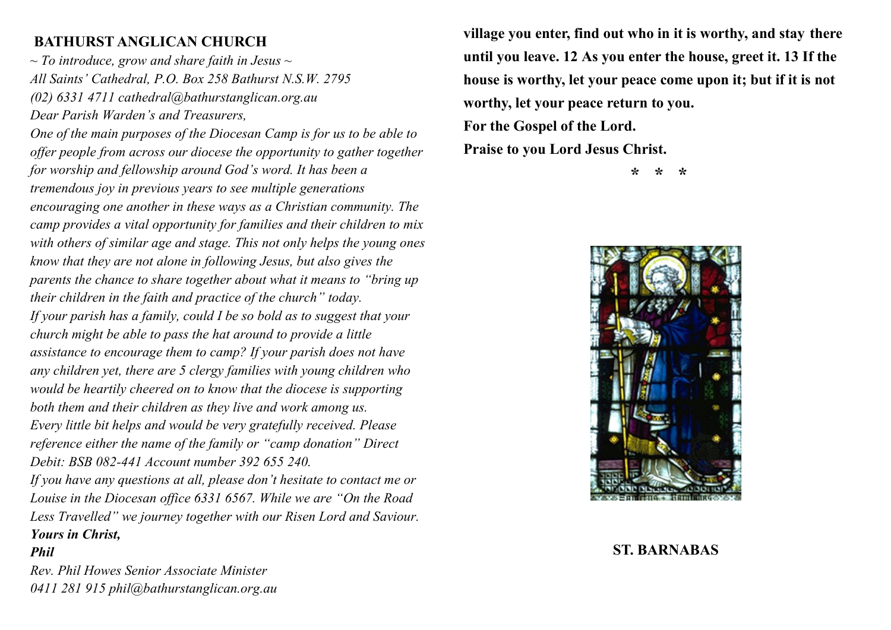**BATHURST ANGLICAN CHURCH**

*~ To introduce, grow and share faith in Jesus ~*

*All Saints' Cathedral, P.O. Box 258 Bathurst N.S.W. 2795*

*(02) 6331 4711 cathedral@bathurstanglican.org.au*

*Dear Parish Warden's and Treasurers,*

*One of the main purposes of the Diocesan Camp is for us to be able to offer people from across our diocese the opportunity to gather together for worship and fellowship around God's word. It has been a tremendous joy in previous years to see multiple generations encouraging one another in these ways as a Christian community. The camp provides a vital opportunity for families and their children to mix with others of similar age and stage. This not only helps the young ones know that they are not alone in following Jesus, but also gives the parents the chance to share together about what it means to "bring up their children in the faith and practice of the church" today.*

*If your parish has a family, could I be so bold as to suggest that your church might be able to pass the hat around to provide a little assistance to encourage them to camp? If your parish does not have any children yet, there are 5 clergy families with young children who would be heartily cheered on to know that the diocese is supporting both them and their children as they live and work among us.*

*Every little bit helps and would be very gratefully received. Please reference either the name of the family or "camp donation" Direct Debit: BSB 082-441 Account number 392 655 240.*

*If you have any questions at all, please don't hesitate to contact me or Louise in the Diocesan office 6331 6567. While we are "On the Road Less Travelled" we journey together with our Risen Lord and Saviour.*

***Yours in Christ,***

***Phil***

*Rev. Phil Howes Senior Associate Minister*

*0411 281 915 phil@bathurstanglican.org.au*

**village you enter, find out who in it is worthy, and stay there until you leave. 12 As you enter the house, greet it. 13 If the house is worthy, let your peace come upon it; but if it is not worthy, let your peace return to you.**

**For the Gospel of the Lord.**

**Praise to you Lord Jesus Christ.**

**\* \* \***

**ST. BARNABAS**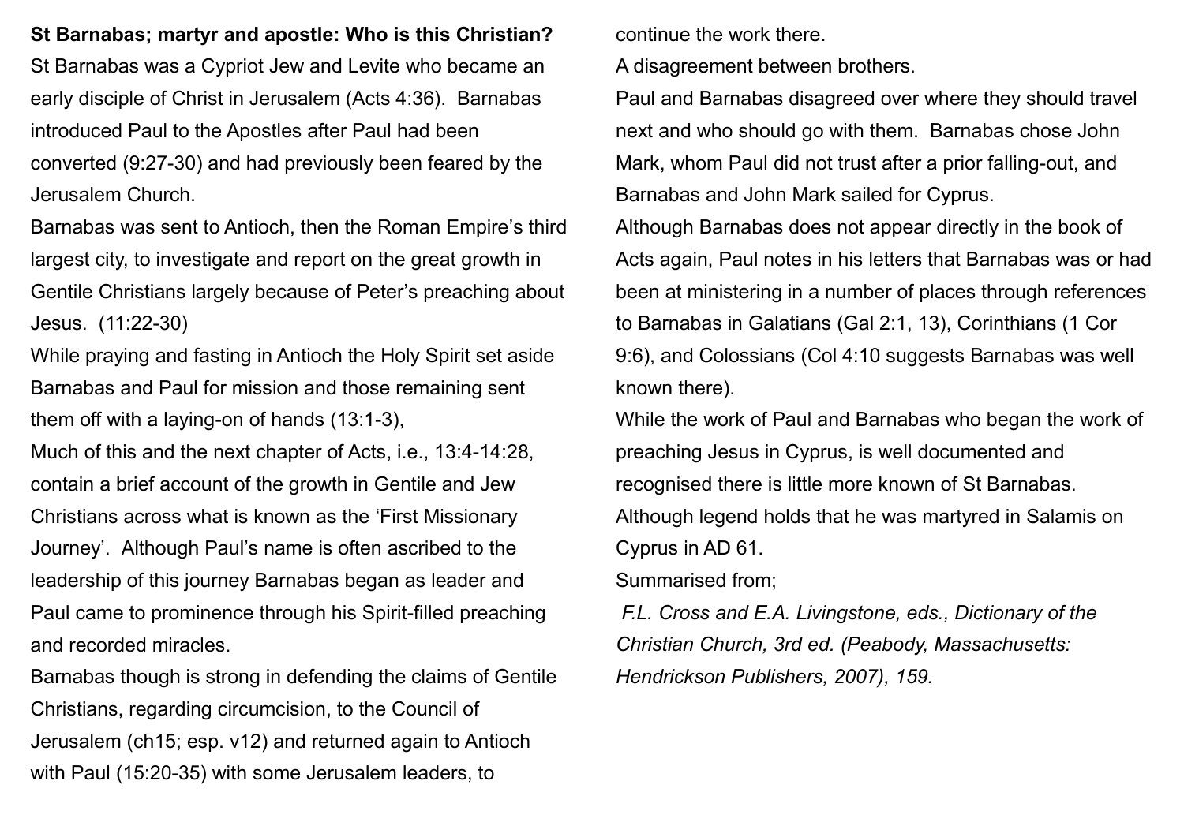**St Barnabas; martyr and apostle: Who is this Christian?**

St Barnabas was a Cypriot Jew and Levite who became an early disciple of Christ in Jerusalem (Acts 4:36). Barnabas introduced Paul to the Apostles after Paul had been converted (9:27-30) and had previously been feared by the Jerusalem Church.

Barnabas was sent to Antioch, then the Roman Empire's third largest city, to investigate and report on the great growth in Gentile Christians largely because of Peter's preaching about Jesus. (11:22-30)

While praying and fasting in Antioch the Holy Spirit set aside Barnabas and Paul for mission and those remaining sent them off with a laying-on of hands (13:1-3),

Much of this and the next chapter of Acts, i.e., 13:4-14:28, contain a brief account of the growth in Gentile and Jew Christians across what is known as the 'First Missionary Journey'. Although Paul's name is often ascribed to the leadership of this journey Barnabas began as leader and Paul came to prominence through his Spirit-filled preaching and recorded miracles.

Barnabas though is strong in defending the claims of Gentile Christians, regarding circumcision, to the Council of Jerusalem (ch15; esp. v12) and returned again to Antioch with Paul (15:20-35) with some Jerusalem leaders, to continue the work there.

A disagreement between brothers.

Paul and Barnabas disagreed over where they should travel next and who should go with them. Barnabas chose John Mark, whom Paul did not trust after a prior falling-out, and Barnabas and John Mark sailed for Cyprus.

Although Barnabas does not appear directly in the book of Acts again, Paul notes in his letters that Barnabas was or had been at ministering in a number of places through references to Barnabas in Galatians (Gal 2:1, 13), Corinthians (1 Cor 9:6), and Colossians (Col 4:10 suggests Barnabas was well known there).

While the work of Paul and Barnabas who began the work of preaching Jesus in Cyprus, is well documented and recognised there is little more known of St Barnabas.

Although legend holds that he was martyred in Salamis on Cyprus in AD 61.

Summarised from;

*F.L. Cross and E.A. Livingstone, eds., Dictionary of the Christian Church, 3rd ed. (Peabody, Massachusetts: Hendrickson Publishers, 2007), 159.*